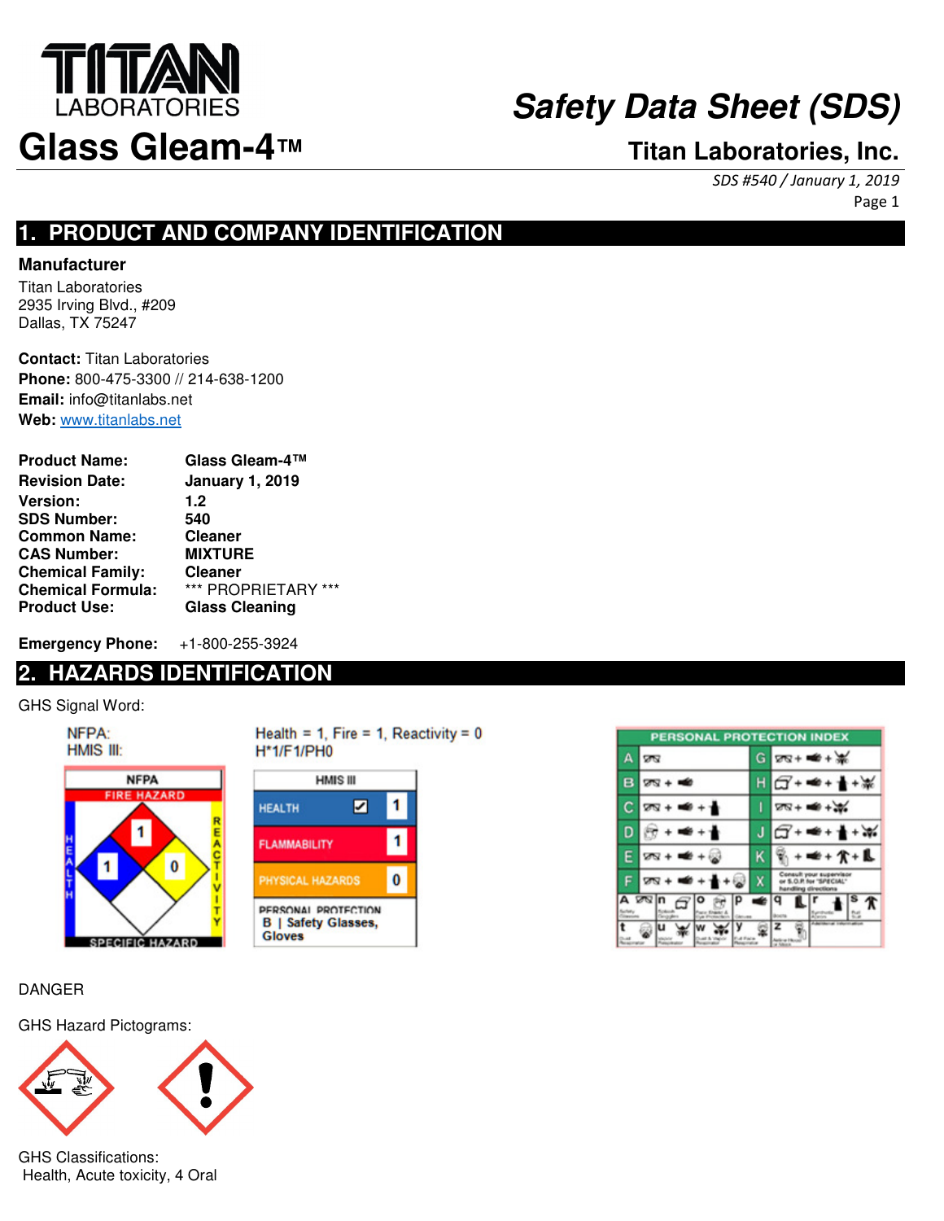# TITAN LABORATORIES

# Glass Gleam-4™

# *Safety Data Sheet (SDS)*

## Titan Laboratories, Inc.

*SDS #540 / January 1, 2019*

## 1. PRODUCT AND COMPANY IDENTIFICATION

**Manufacturer**

Titan Laboratories
2935 Irving Blvd., #209
Dallas, TX 75247

**Contact:** Titan Laboratories
**Phone:** 800-475-3300 // 214-638-1200
**Email:** info@titanlabs.net
**Web:** www.titanlabs.net

| | |
|---|---|
| **Product Name:** | **Glass Gleam-4™** |
| **Revision Date:** | **January 1, 2019** |
| **Version:** | **1.2** |
| **SDS Number:** | **540** |
| **Common Name:** | **Cleaner** |
| **CAS Number:** | **MIXTURE** |
| **Chemical Family:** | **Cleaner** |
| **Chemical Formula:** | *** PROPRIETARY *** |
| **Product Use:** | **Glass Cleaning** |

**Emergency Phone:** +1-800-255-3924

## 2. HAZARDS IDENTIFICATION

GHS Signal Word:

NFPA: Health = 1, Fire = 1, Reactivity = 0
HMIS III: H*1/F1/PH0

NFPA: Fire Hazard 1, Health 1, Reactivity 0, Specific Hazard (blank)

| HMIS III | |
|---|---|
| HEALTH ☑ | 1 |
| FLAMMABILITY | 1 |
| PHYSICAL HAZARDS | 0 |
| PERSONAL PROTECTION | B \| Safety Glasses, Gloves |

PERSONAL PROTECTION INDEX

DANGER

GHS Hazard Pictograms:

GHS Classifications:
Health, Acute toxicity, 4 Oral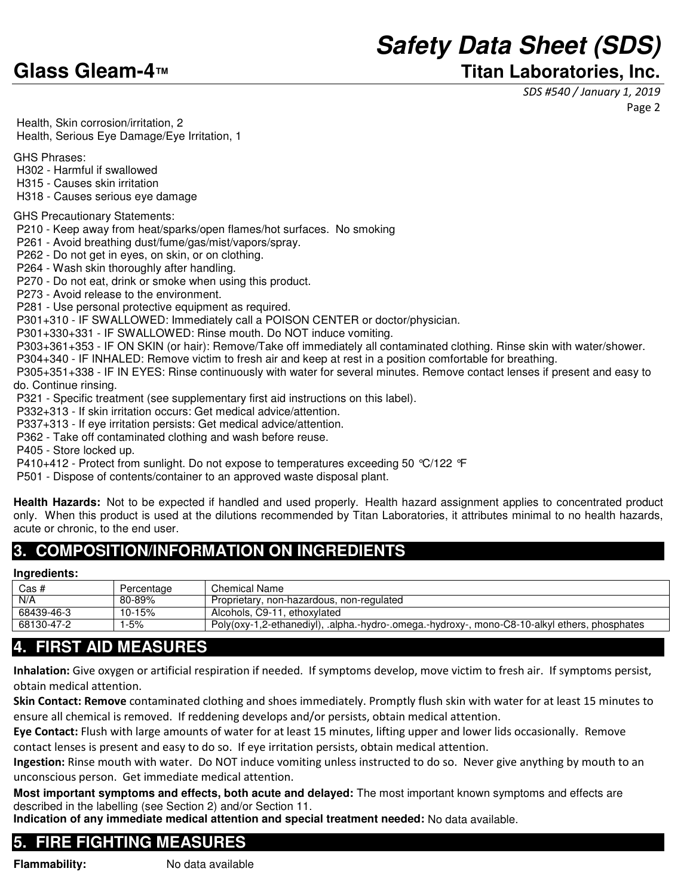Health, Skin corrosion/irritation, 2
Health, Serious Eye Damage/Eye Irritation, 1

GHS Phrases:
H302 - Harmful if swallowed
H315 - Causes skin irritation
H318 - Causes serious eye damage

GHS Precautionary Statements:
P210 - Keep away from heat/sparks/open flames/hot surfaces. No smoking
P261 - Avoid breathing dust/fume/gas/mist/vapors/spray.
P262 - Do not get in eyes, on skin, or on clothing.
P264 - Wash skin thoroughly after handling.
P270 - Do not eat, drink or smoke when using this product.
P273 - Avoid release to the environment.
P281 - Use personal protective equipment as required.
P301+310 - IF SWALLOWED: Immediately call a POISON CENTER or doctor/physician.
P301+330+331 - IF SWALLOWED: Rinse mouth. Do NOT induce vomiting.
P303+361+353 - IF ON SKIN (or hair): Remove/Take off immediately all contaminated clothing. Rinse skin with water/shower.
P304+340 - IF INHALED: Remove victim to fresh air and keep at rest in a position comfortable for breathing.
P305+351+338 - IF IN EYES: Rinse continuously with water for several minutes. Remove contact lenses if present and easy to do. Continue rinsing.
P321 - Specific treatment (see supplementary first aid instructions on this label).
P332+313 - If skin irritation occurs: Get medical advice/attention.
P337+313 - If eye irritation persists: Get medical advice/attention.
P362 - Take off contaminated clothing and wash before reuse.
P405 - Store locked up.
P410+412 - Protect from sunlight. Do not expose to temperatures exceeding 50 ℃/122 ℉
P501 - Dispose of contents/container to an approved waste disposal plant.

**Health Hazards:** Not to be expected if handled and used properly. Health hazard assignment applies to concentrated product only. When this product is used at the dilutions recommended by Titan Laboratories, it attributes minimal to no health hazards, acute or chronic, to the end user.

## 3. COMPOSITION/INFORMATION ON INGREDIENTS

**Ingredients:**

| Cas # | Percentage | Chemical Name |
|---|---|---|
| N/A | 80-89% | Proprietary, non-hazardous, non-regulated |
| 68439-46-3 | 10-15% | Alcohols, C9-11, ethoxylated |
| 68130-47-2 | 1-5% | Poly(oxy-1,2-ethanediyl), .alpha.-hydro-.omega.-hydroxy-, mono-C8-10-alkyl ethers, phosphates |

## 4. FIRST AID MEASURES

**Inhalation:** Give oxygen or artificial respiration if needed. If symptoms develop, move victim to fresh air. If symptoms persist, obtain medical attention.

**Skin Contact: Remove** contaminated clothing and shoes immediately. Promptly flush skin with water for at least 15 minutes to ensure all chemical is removed. If reddening develops and/or persists, obtain medical attention.

**Eye Contact:** Flush with large amounts of water for at least 15 minutes, lifting upper and lower lids occasionally. Remove contact lenses is present and easy to do so. If eye irritation persists, obtain medical attention.

**Ingestion:** Rinse mouth with water. Do NOT induce vomiting unless instructed to do so. Never give anything by mouth to an unconscious person. Get immediate medical attention.

**Most important symptoms and effects, both acute and delayed:** The most important known symptoms and effects are described in the labelling (see Section 2) and/or Section 11.

**Indication of any immediate medical attention and special treatment needed:** No data available.

## 5. FIRE FIGHTING MEASURES

**Flammability:** No data available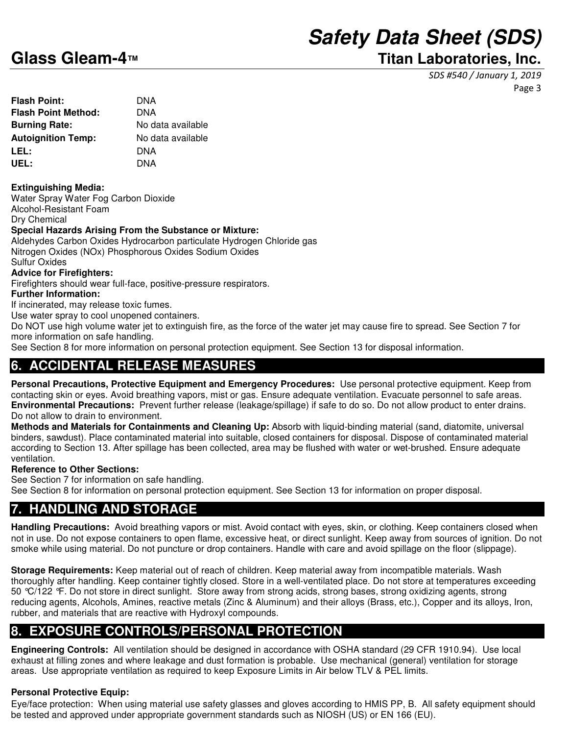| | |
|---|---|
| **Flash Point:** | DNA |
| **Flash Point Method:** | DNA |
| **Burning Rate:** | No data available |
| **Autoignition Temp:** | No data available |
| **LEL:** | DNA |
| **UEL:** | DNA |

**Extinguishing Media:**
Water Spray Water Fog Carbon Dioxide
Alcohol-Resistant Foam
Dry Chemical

**Special Hazards Arising From the Substance or Mixture:**
Aldehydes Carbon Oxides Hydrocarbon particulate Hydrogen Chloride gas
Nitrogen Oxides (NOx) Phosphorous Oxides Sodium Oxides
Sulfur Oxides

**Advice for Firefighters:**
Firefighters should wear full-face, positive-pressure respirators.

**Further Information:**
If incinerated, may release toxic fumes.
Use water spray to cool unopened containers.
Do NOT use high volume water jet to extinguish fire, as the force of the water jet may cause fire to spread. See Section 7 for more information on safe handling.
See Section 8 for more information on personal protection equipment. See Section 13 for disposal information.

## 6. ACCIDENTAL RELEASE MEASURES

**Personal Precautions, Protective Equipment and Emergency Procedures:** Use personal protective equipment. Keep from contacting skin or eyes. Avoid breathing vapors, mist or gas. Ensure adequate ventilation. Evacuate personnel to safe areas.
**Environmental Precautions:** Prevent further release (leakage/spillage) if safe to do so. Do not allow product to enter drains. Do not allow to drain to environment.
**Methods and Materials for Containments and Cleaning Up:** Absorb with liquid-binding material (sand, diatomite, universal binders, sawdust). Place contaminated material into suitable, closed containers for disposal. Dispose of contaminated material according to Section 13. After spillage has been collected, area may be flushed with water or wet-brushed. Ensure adequate ventilation.

**Reference to Other Sections:**
See Section 7 for information on safe handling.
See Section 8 for information on personal protection equipment. See Section 13 for information on proper disposal.

## 7. HANDLING AND STORAGE

**Handling Precautions:** Avoid breathing vapors or mist. Avoid contact with eyes, skin, or clothing. Keep containers closed when not in use. Do not expose containers to open flame, excessive heat, or direct sunlight. Keep away from sources of ignition. Do not smoke while using material. Do not puncture or drop containers. Handle with care and avoid spillage on the floor (slippage).

**Storage Requirements:** Keep material out of reach of children. Keep material away from incompatible materials. Wash thoroughly after handling. Keep container tightly closed. Store in a well-ventilated place. Do not store at temperatures exceeding 50 °C/122 °F. Do not store in direct sunlight. Store away from strong acids, strong bases, strong oxidizing agents, strong reducing agents, Alcohols, Amines, reactive metals (Zinc & Aluminum) and their alloys (Brass, etc.), Copper and its alloys, Iron, rubber, and materials that are reactive with Hydroxyl compounds.

## 8. EXPOSURE CONTROLS/PERSONAL PROTECTION

**Engineering Controls:** All ventilation should be designed in accordance with OSHA standard (29 CFR 1910.94). Use local exhaust at filling zones and where leakage and dust formation is probable. Use mechanical (general) ventilation for storage areas. Use appropriate ventilation as required to keep Exposure Limits in Air below TLV & PEL limits.

**Personal Protective Equip:**
Eye/face protection: When using material use safety glasses and gloves according to HMIS PP, B. All safety equipment should be tested and approved under appropriate government standards such as NIOSH (US) or EN 166 (EU).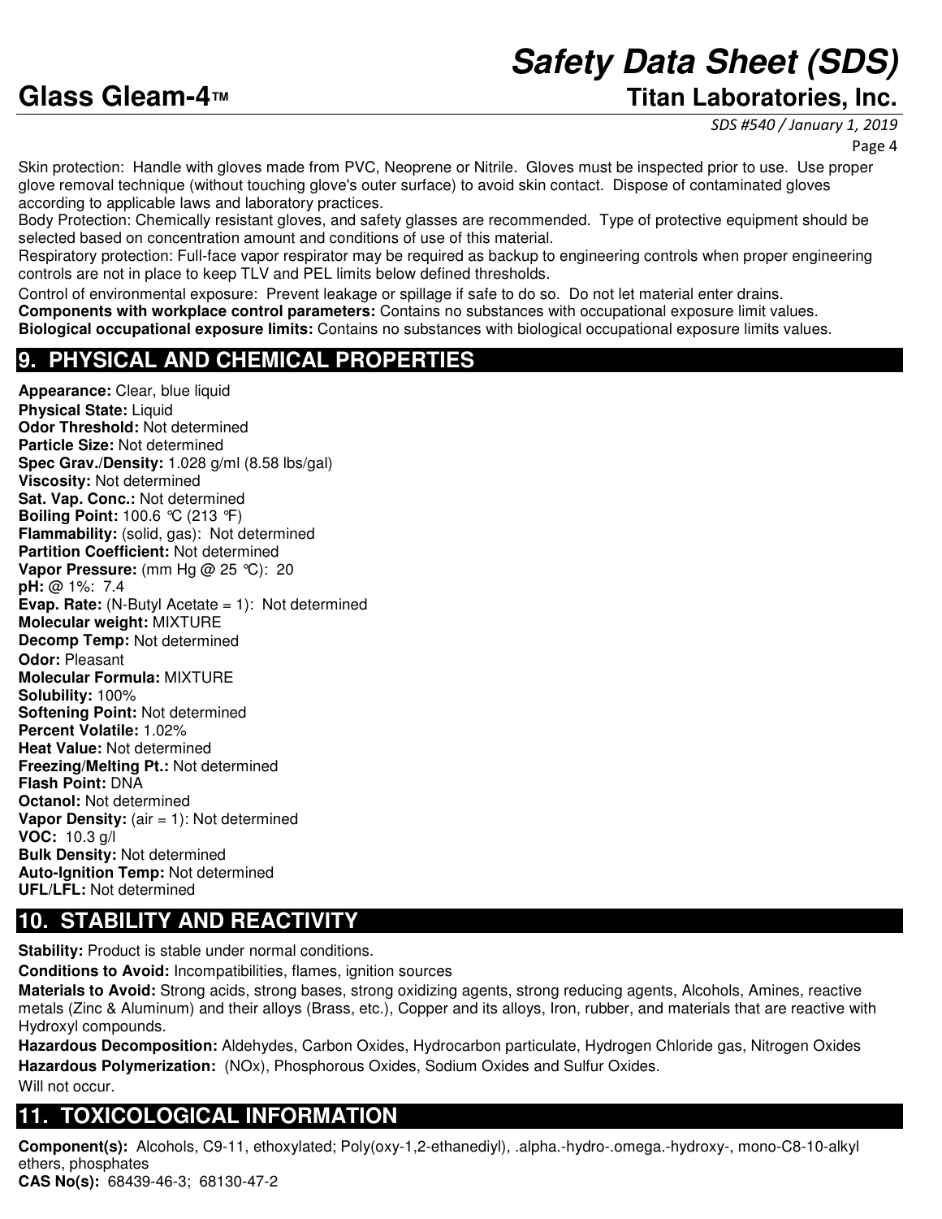Skin protection: Handle with gloves made from PVC, Neoprene or Nitrile. Gloves must be inspected prior to use. Use proper glove removal technique (without touching glove's outer surface) to avoid skin contact. Dispose of contaminated gloves according to applicable laws and laboratory practices.

Body Protection: Chemically resistant gloves, and safety glasses are recommended. Type of protective equipment should be selected based on concentration amount and conditions of use of this material.

Respiratory protection: Full-face vapor respirator may be required as backup to engineering controls when proper engineering controls are not in place to keep TLV and PEL limits below defined thresholds.

Control of environmental exposure: Prevent leakage or spillage if safe to do so. Do not let material enter drains.

**Components with workplace control parameters:** Contains no substances with occupational exposure limit values.

**Biological occupational exposure limits:** Contains no substances with biological occupational exposure limits values.

## 9. PHYSICAL AND CHEMICAL PROPERTIES

**Appearance:** Clear, blue liquid
**Physical State:** Liquid
**Odor Threshold:** Not determined
**Particle Size:** Not determined
**Spec Grav./Density:** 1.028 g/ml (8.58 lbs/gal)
**Viscosity:** Not determined
**Sat. Vap. Conc.:** Not determined
**Boiling Point:** 100.6 ℃ (213 ℉)
**Flammability:** (solid, gas): Not determined
**Partition Coefficient:** Not determined
**Vapor Pressure:** (mm Hg @ 25 ℃): 20
**pH:** @ 1%: 7.4
**Evap. Rate:** (N-Butyl Acetate = 1): Not determined
**Molecular weight:** MIXTURE
**Decomp Temp:** Not determined
**Odor:** Pleasant
**Molecular Formula:** MIXTURE
**Solubility:** 100%
**Softening Point:** Not determined
**Percent Volatile:** 1.02%
**Heat Value:** Not determined
**Freezing/Melting Pt.:** Not determined
**Flash Point:** DNA
**Octanol:** Not determined
**Vapor Density:** (air = 1): Not determined
**VOC:** 10.3 g/l
**Bulk Density:** Not determined
**Auto-Ignition Temp:** Not determined
**UFL/LFL:** Not determined

## 10. STABILITY AND REACTIVITY

**Stability:** Product is stable under normal conditions.

**Conditions to Avoid:** Incompatibilities, flames, ignition sources

**Materials to Avoid:** Strong acids, strong bases, strong oxidizing agents, strong reducing agents, Alcohols, Amines, reactive metals (Zinc & Aluminum) and their alloys (Brass, etc.), Copper and its alloys, Iron, rubber, and materials that are reactive with Hydroxyl compounds.

**Hazardous Decomposition:** Aldehydes, Carbon Oxides, Hydrocarbon particulate, Hydrogen Chloride gas, Nitrogen Oxides

**Hazardous Polymerization:** (NOx), Phosphorous Oxides, Sodium Oxides and Sulfur Oxides.
Will not occur.

## 11. TOXICOLOGICAL INFORMATION

**Component(s):** Alcohols, C9-11, ethoxylated; Poly(oxy-1,2-ethanediyl), .alpha.-hydro-.omega.-hydroxy-, mono-C8-10-alkyl ethers, phosphates
**CAS No(s):** 68439-46-3; 68130-47-2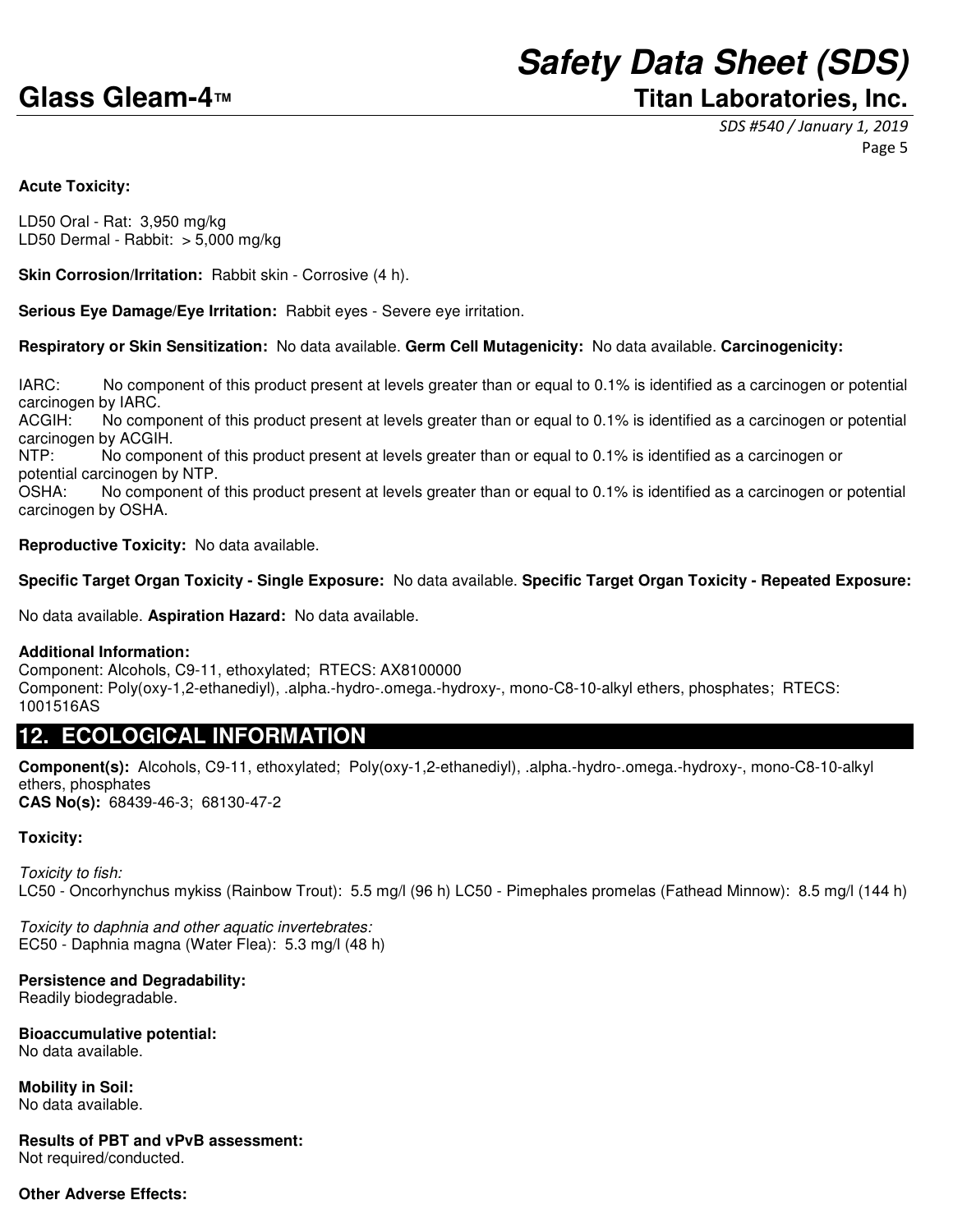**Acute Toxicity:**

LD50 Oral - Rat: 3,950 mg/kg
LD50 Dermal - Rabbit: > 5,000 mg/kg

**Skin Corrosion/Irritation:** Rabbit skin - Corrosive (4 h).

**Serious Eye Damage/Eye Irritation:** Rabbit eyes - Severe eye irritation.

**Respiratory or Skin Sensitization:** No data available. **Germ Cell Mutagenicity:** No data available. **Carcinogenicity:**

IARC: No component of this product present at levels greater than or equal to 0.1% is identified as a carcinogen or potential carcinogen by IARC.
ACGIH: No component of this product present at levels greater than or equal to 0.1% is identified as a carcinogen or potential carcinogen by ACGIH.
NTP: No component of this product present at levels greater than or equal to 0.1% is identified as a carcinogen or potential carcinogen by NTP.
OSHA: No component of this product present at levels greater than or equal to 0.1% is identified as a carcinogen or potential carcinogen by OSHA.

**Reproductive Toxicity:** No data available.

**Specific Target Organ Toxicity - Single Exposure:** No data available. **Specific Target Organ Toxicity - Repeated Exposure:**

No data available. **Aspiration Hazard:** No data available.

**Additional Information:**
Component: Alcohols, C9-11, ethoxylated; RTECS: AX8100000
Component: Poly(oxy-1,2-ethanediyl), .alpha.-hydro-.omega.-hydroxy-, mono-C8-10-alkyl ethers, phosphates; RTECS: 1001516AS

## 12. ECOLOGICAL INFORMATION

**Component(s):** Alcohols, C9-11, ethoxylated; Poly(oxy-1,2-ethanediyl), .alpha.-hydro-.omega.-hydroxy-, mono-C8-10-alkyl ethers, phosphates
**CAS No(s):** 68439-46-3; 68130-47-2

**Toxicity:**

*Toxicity to fish:*
LC50 - Oncorhynchus mykiss (Rainbow Trout): 5.5 mg/l (96 h) LC50 - Pimephales promelas (Fathead Minnow): 8.5 mg/l (144 h)

*Toxicity to daphnia and other aquatic invertebrates:*
EC50 - Daphnia magna (Water Flea): 5.3 mg/l (48 h)

**Persistence and Degradability:**
Readily biodegradable.

**Bioaccumulative potential:**
No data available.

**Mobility in Soil:**
No data available.

**Results of PBT and vPvB assessment:**
Not required/conducted.

**Other Adverse Effects:**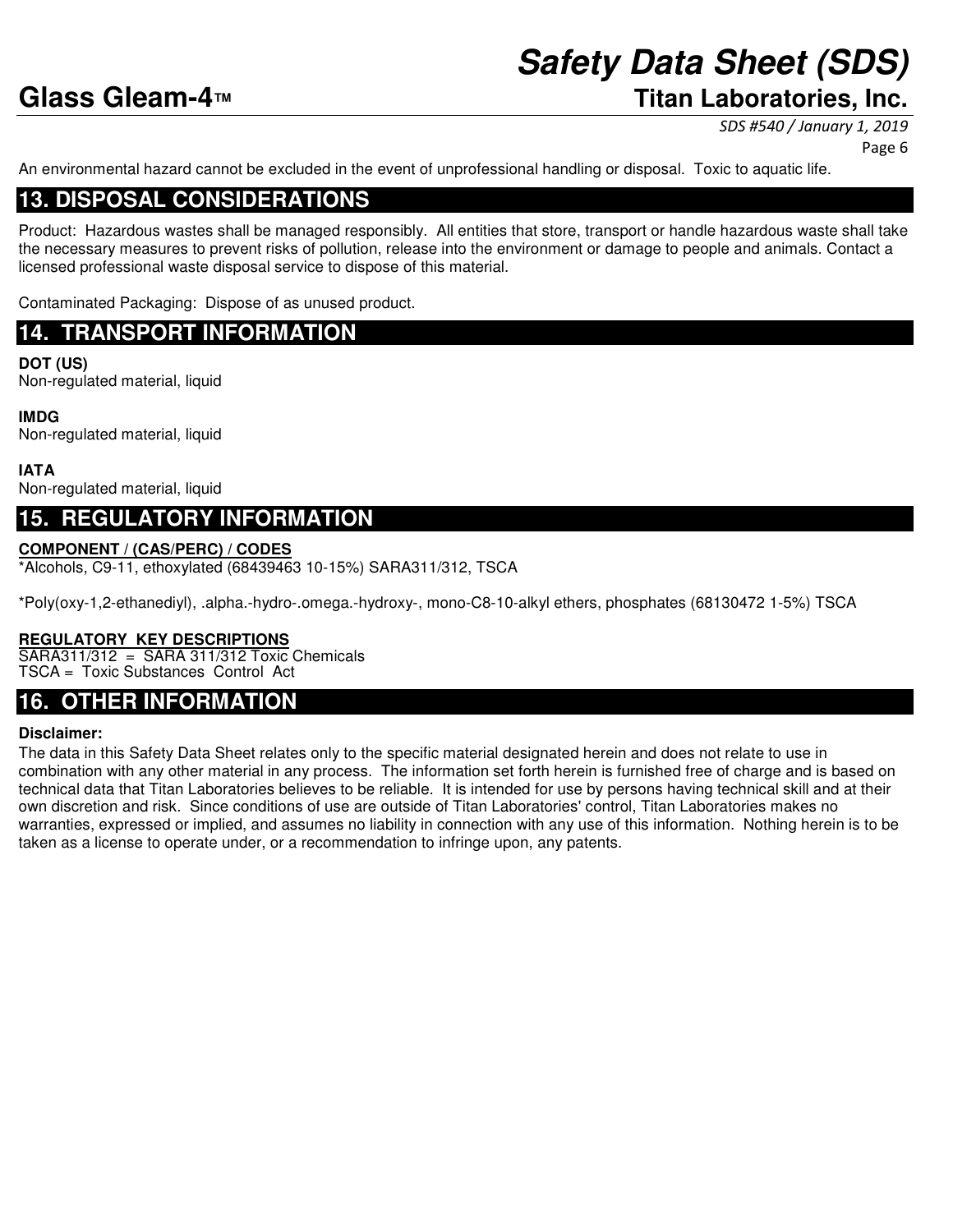An environmental hazard cannot be excluded in the event of unprofessional handling or disposal. Toxic to aquatic life.

## 13. DISPOSAL CONSIDERATIONS

Product: Hazardous wastes shall be managed responsibly. All entities that store, transport or handle hazardous waste shall take the necessary measures to prevent risks of pollution, release into the environment or damage to people and animals. Contact a licensed professional waste disposal service to dispose of this material.

Contaminated Packaging: Dispose of as unused product.

## 14. TRANSPORT INFORMATION

**DOT (US)**
Non-regulated material, liquid

**IMDG**
Non-regulated material, liquid

**IATA**
Non-regulated material, liquid

## 15. REGULATORY INFORMATION

**COMPONENT / (CAS/PERC) / CODES**
*Alcohols, C9-11, ethoxylated (68439463 10-15%) SARA311/312, TSCA

*Poly(oxy-1,2-ethanediyl), .alpha.-hydro-.omega.-hydroxy-, mono-C8-10-alkyl ethers, phosphates (68130472 1-5%) TSCA

**REGULATORY KEY DESCRIPTIONS**
SARA311/312 = SARA 311/312 Toxic Chemicals
TSCA = Toxic Substances Control Act

## 16. OTHER INFORMATION

**Disclaimer:**
The data in this Safety Data Sheet relates only to the specific material designated herein and does not relate to use in combination with any other material in any process. The information set forth herein is furnished free of charge and is based on technical data that Titan Laboratories believes to be reliable. It is intended for use by persons having technical skill and at their own discretion and risk. Since conditions of use are outside of Titan Laboratories' control, Titan Laboratories makes no warranties, expressed or implied, and assumes no liability in connection with any use of this information. Nothing herein is to be taken as a license to operate under, or a recommendation to infringe upon, any patents.